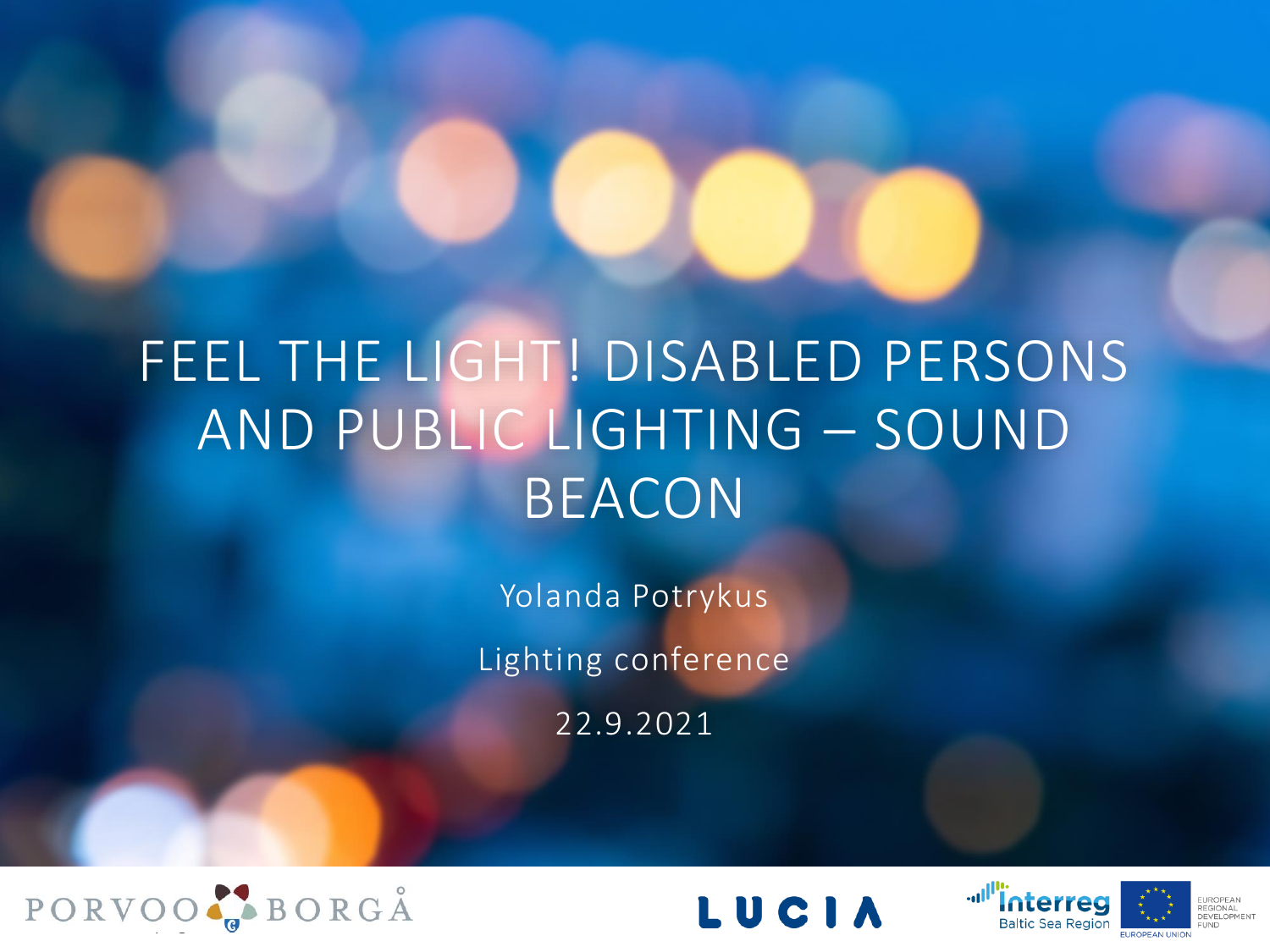# FEEL THE LIGHT! DISABLED PERSONS AND PUBLIC LIGHTING – SOUND BEACON

Yolanda Potrykus

Lighting conference

22.9.2021

PORVOO BORGÅ

LUCIA

Interreg Baltic Sea Region

EUROPEAN UNION

EUROPEAN REGIONAL DEVELOPMENT FUND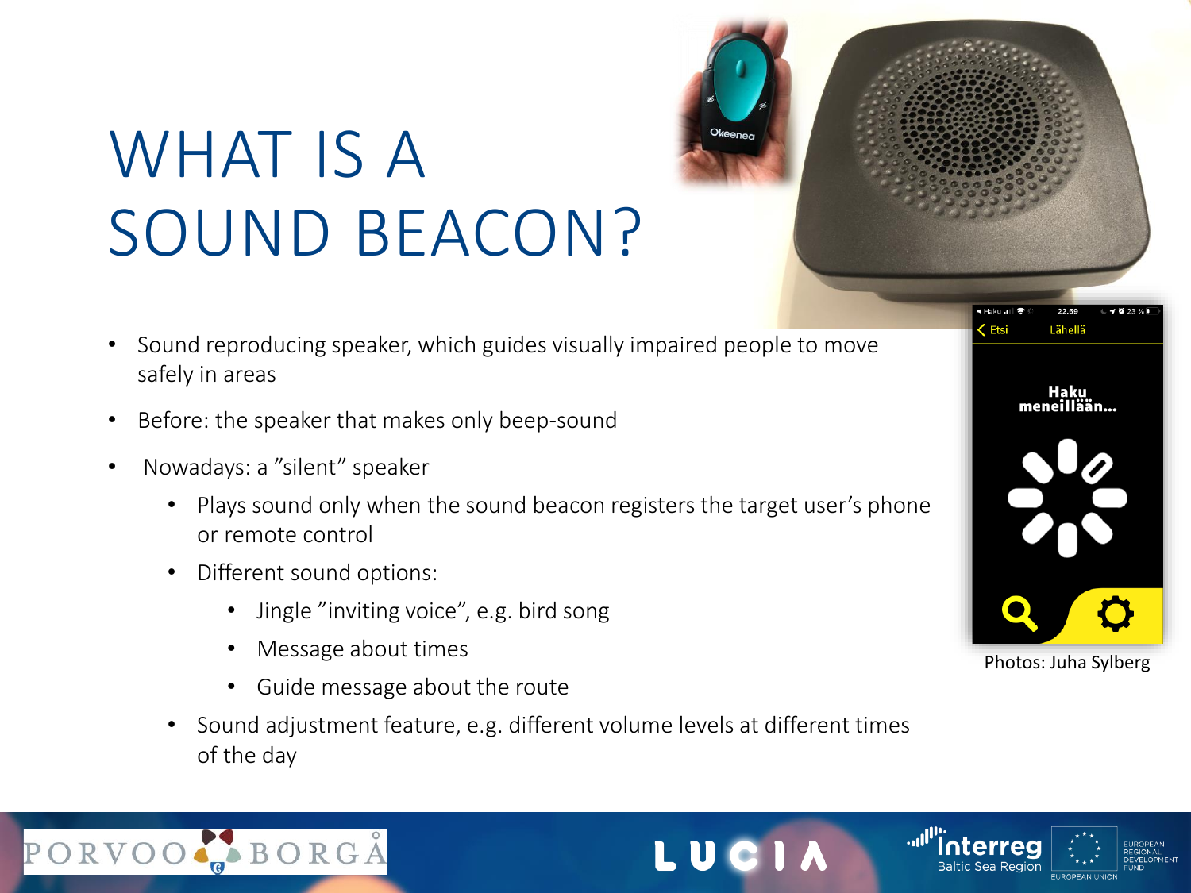# WHAT IS A SOUND BEACON?

- Sound reproducing speaker, which guides visually impaired people to move safely in areas
- Before: the speaker that makes only beep-sound
- Nowadays: a ”silent” speaker
  - Plays sound only when the sound beacon registers the target user’s phone or remote control
  - Different sound options:
    - Jingle ”inviting voice”, e.g. bird song
    - Message about times
    - Guide message about the route
  - Sound adjustment feature, e.g. different volume levels at different times of the day

Photos: Juha Sylberg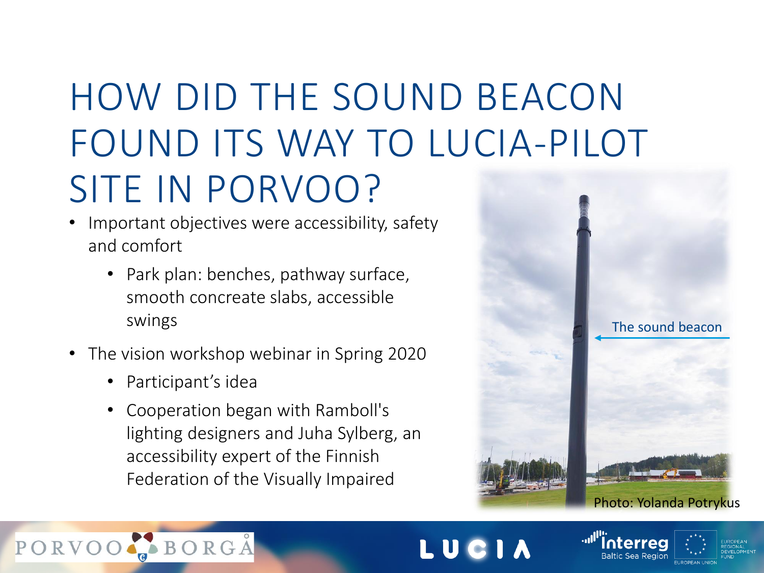# HOW DID THE SOUND BEACON FOUND ITS WAY TO LUCIA-PILOT SITE IN PORVOO?

- Important objectives were accessibility, safety and comfort
  - Park plan: benches, pathway surface, smooth concreate slabs, accessible swings
- The vision workshop webinar in Spring 2020
  - Participant's idea
  - Cooperation began with Ramboll's lighting designers and Juha Sylberg, an accessibility expert of the Finnish Federation of the Visually Impaired

The sound beacon

Photo: Yolanda Potrykus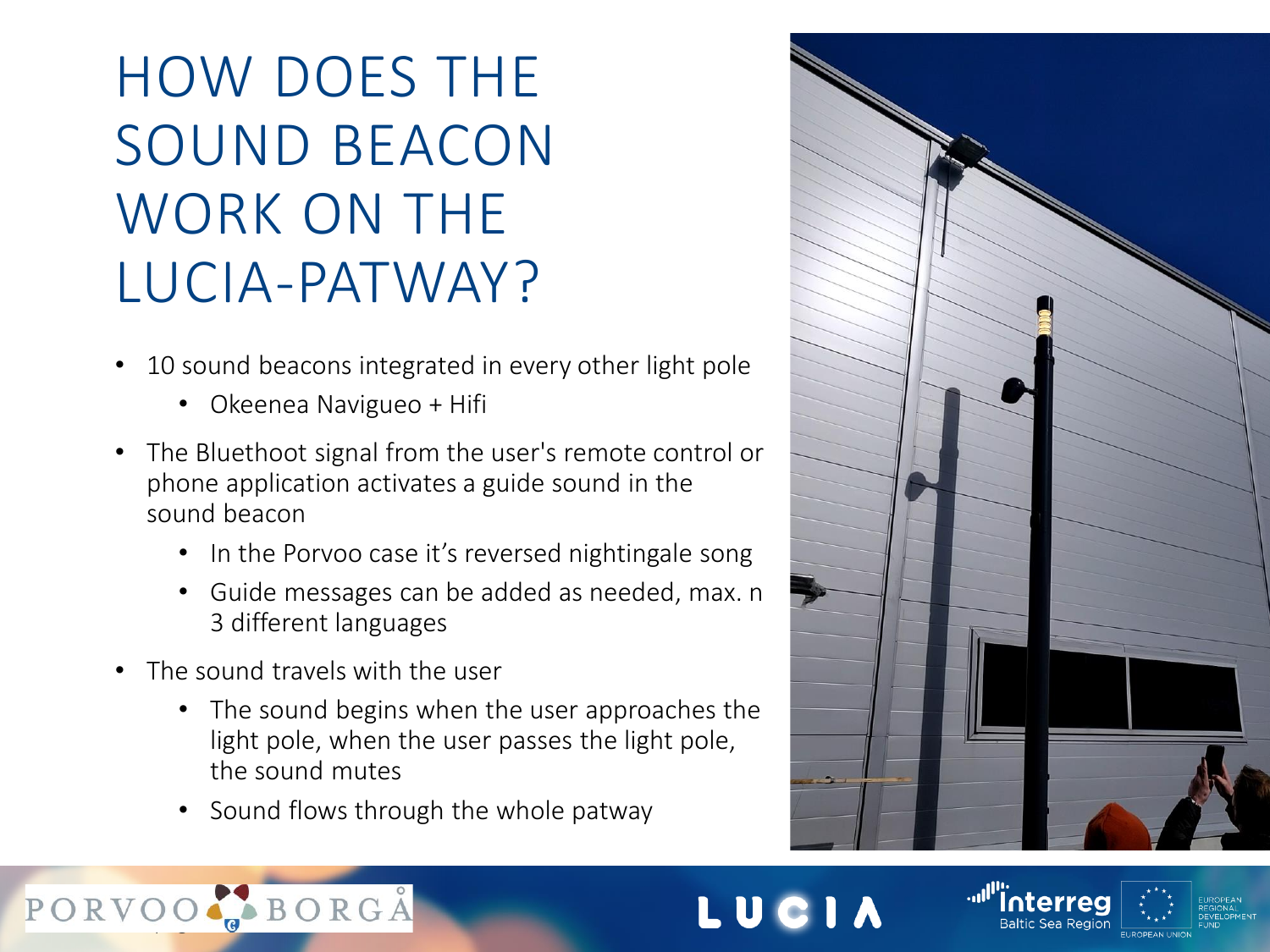# HOW DOES THE SOUND BEACON WORK ON THE LUCIA-PATWAY?

- 10 sound beacons integrated in every other light pole
  - Okeenea Navigueo + Hifi
- The Bluethoot signal from the user's remote control or phone application activates a guide sound in the sound beacon
  - In the Porvoo case it's reversed nightingale song
  - Guide messages can be added as needed, max. n 3 different languages
- The sound travels with the user
  - The sound begins when the user approaches the light pole, when the user passes the light pole, the sound mutes
  - Sound flows through the whole patway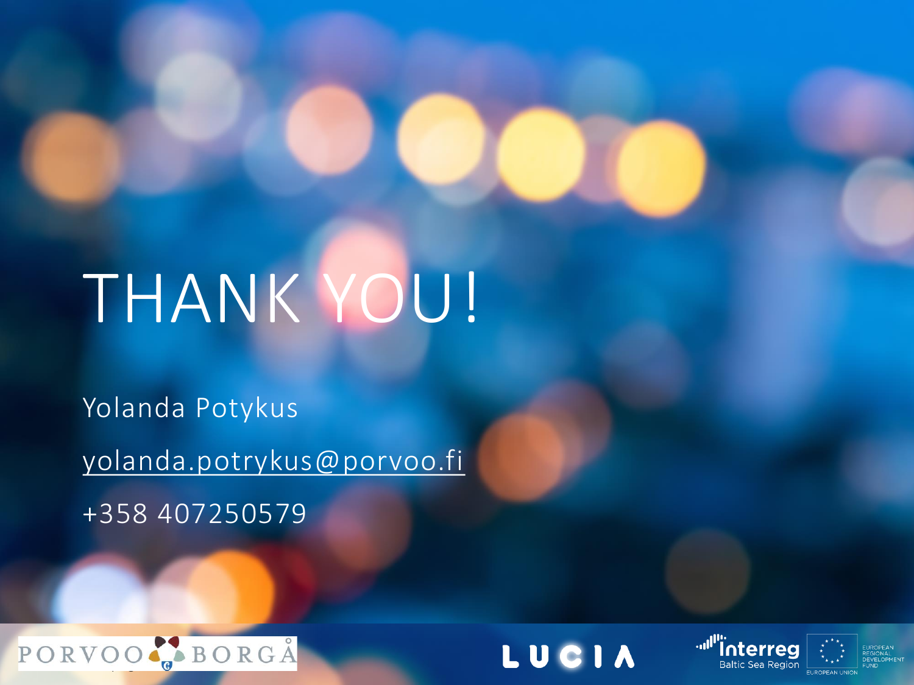# THANK YOU!

Yolanda Potykus

yolanda.potrykus@porvoo.fi

+358 407250579

PORVOO BORGÅ

LUCIA

Interreg Baltic Sea Region

EUROPEAN UNION

EUROPEAN REGIONAL DEVELOPMENT FUND